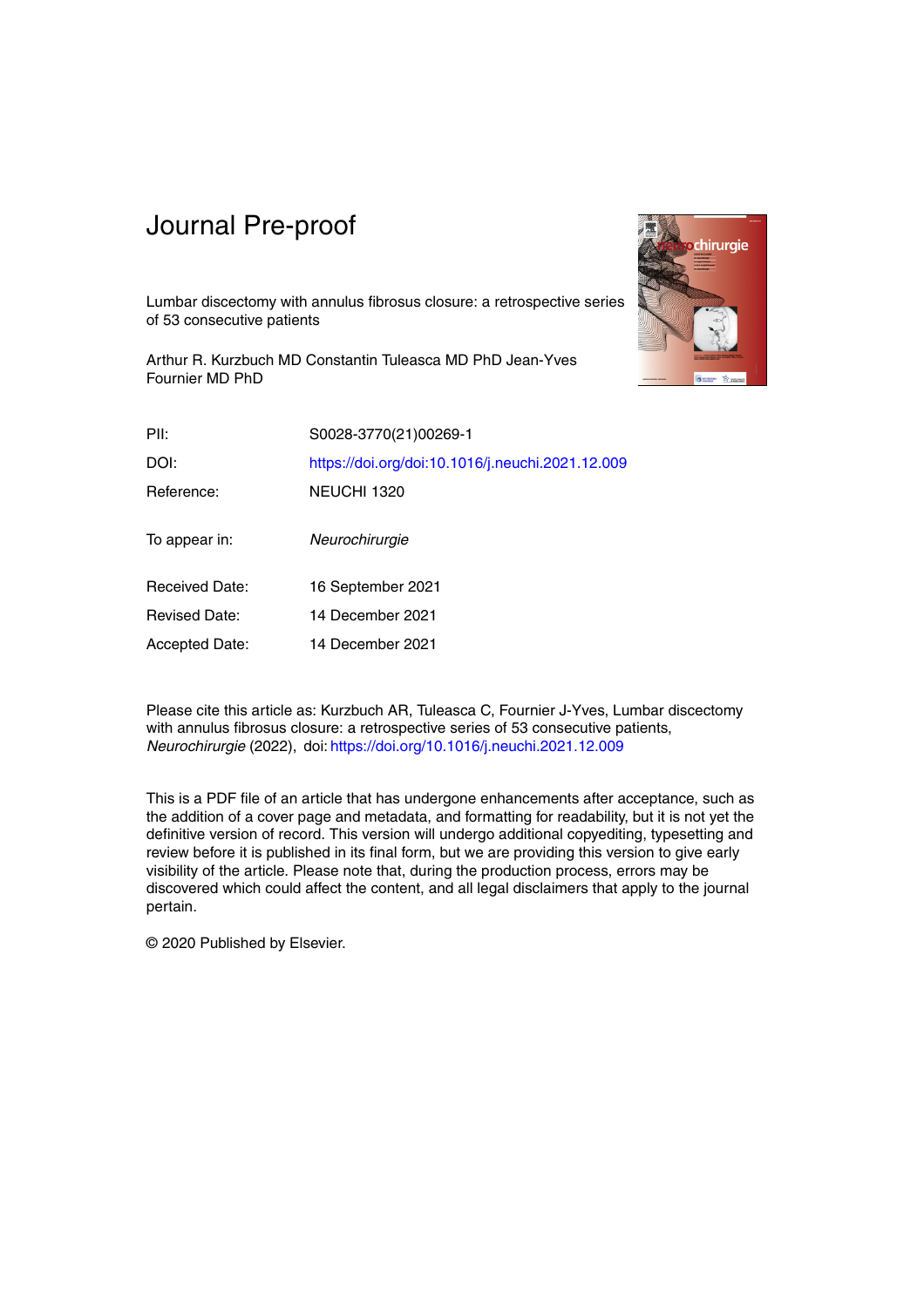# Journal Pre-proof

Lumbar discectomy with annulus fibrosus closure: a retrospective series of 53 consecutive patients

Arthur R. Kurzbuch MD Constantin Tuleasca MD PhD Jean-Yves Fournier MD PhD

| | |
|---|---|
| PII: | S0028-3770(21)00269-1 |
| DOI: | https://doi.org/doi:10.1016/j.neuchi.2021.12.009 |
| Reference: | NEUCHI 1320 |
| To appear in: | *Neurochirurgie* |
| Received Date: | 16 September 2021 |
| Revised Date: | 14 December 2021 |
| Accepted Date: | 14 December 2021 |

Please cite this article as: Kurzbuch AR, Tuleasca C, Fournier J-Yves, Lumbar discectomy with annulus fibrosus closure: a retrospective series of 53 consecutive patients, *Neurochirurgie* (2022), doi: https://doi.org/10.1016/j.neuchi.2021.12.009

This is a PDF file of an article that has undergone enhancements after acceptance, such as the addition of a cover page and metadata, and formatting for readability, but it is not yet the definitive version of record. This version will undergo additional copyediting, typesetting and review before it is published in its final form, but we are providing this version to give early visibility of the article. Please note that, during the production process, errors may be discovered which could affect the content, and all legal disclaimers that apply to the journal pertain.

© 2020 Published by Elsevier.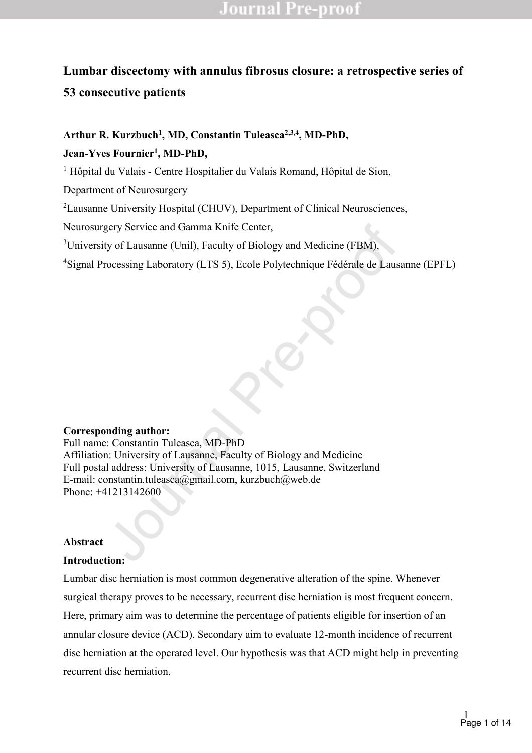# Lumbar discectomy with annulus fibrosus closure: a retrospective series of 53 consecutive patients

**Arthur R. Kurzbuch[1], MD, Constantin Tuleasca[2,3,4], MD-PhD,**

**Jean-Yves Fournier[1], MD-PhD,**

[1] Hôpital du Valais - Centre Hospitalier du Valais Romand, Hôpital de Sion, Department of Neurosurgery

[2] Lausanne University Hospital (CHUV), Department of Clinical Neurosciences, Neurosurgery Service and Gamma Knife Center,

[3] University of Lausanne (Unil), Faculty of Biology and Medicine (FBM),

[4] Signal Processing Laboratory (LTS 5), Ecole Polytechnique Fédérale de Lausanne (EPFL)

**Corresponding author:**
Full name: Constantin Tuleasca, MD-PhD
Affiliation: University of Lausanne, Faculty of Biology and Medicine
Full postal address: University of Lausanne, 1015, Lausanne, Switzerland
E-mail: constantin.tuleasca@gmail.com, kurzbuch@web.de
Phone: +41213142600

## Abstract

**Introduction:**

Lumbar disc herniation is most common degenerative alteration of the spine. Whenever surgical therapy proves to be necessary, recurrent disc herniation is most frequent concern. Here, primary aim was to determine the percentage of patients eligible for insertion of an annular closure device (ACD). Secondary aim to evaluate 12-month incidence of recurrent disc herniation at the operated level. Our hypothesis was that ACD might help in preventing recurrent disc herniation.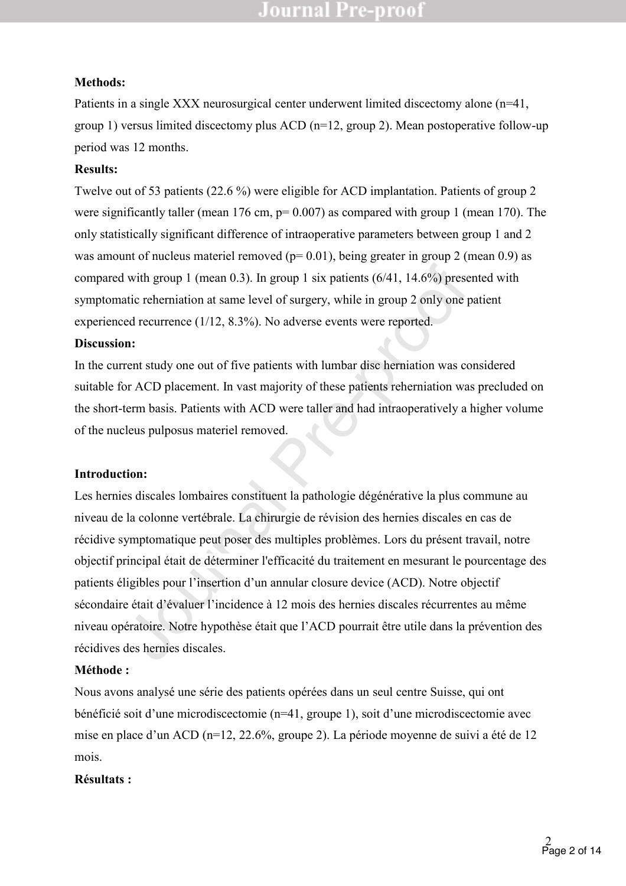**Methods:**

Patients in a single XXX neurosurgical center underwent limited discectomy alone (n=41, group 1) versus limited discectomy plus ACD (n=12, group 2). Mean postoperative follow-up period was 12 months.

**Results:**

Twelve out of 53 patients (22.6 %) were eligible for ACD implantation. Patients of group 2 were significantly taller (mean 176 cm, p= 0.007) as compared with group 1 (mean 170). The only statistically significant difference of intraoperative parameters between group 1 and 2 was amount of nucleus materiel removed (p= 0.01), being greater in group 2 (mean 0.9) as compared with group 1 (mean 0.3). In group 1 six patients (6/41, 14.6%) presented with symptomatic reherniation at same level of surgery, while in group 2 only one patient experienced recurrence (1/12, 8.3%). No adverse events were reported.

**Discussion:**

In the current study one out of five patients with lumbar disc herniation was considered suitable for ACD placement. In vast majority of these patients reherniation was precluded on the short-term basis. Patients with ACD were taller and had intraoperatively a higher volume of the nucleus pulposus materiel removed.

**Introduction:**

Les hernies discales lombaires constituent la pathologie dégénérative la plus commune au niveau de la colonne vertébrale. La chirurgie de révision des hernies discales en cas de récidive symptomatique peut poser des multiples problèmes. Lors du présent travail, notre objectif principal était de déterminer l'efficacité du traitement en mesurant le pourcentage des patients éligibles pour l'insertion d'un annular closure device (ACD). Notre objectif sécondaire était d'évaluer l'incidence à 12 mois des hernies discales récurrentes au même niveau opératoire. Notre hypothèse était que l'ACD pourrait être utile dans la prévention des récidives des hernies discales.

**Méthode :**

Nous avons analysé une série des patients opérées dans un seul centre Suisse, qui ont bénéficié soit d'une microdiscectomie (n=41, groupe 1), soit d'une microdiscectomie avec mise en place d'un ACD (n=12, 22.6%, groupe 2). La période moyenne de suivi a été de 12 mois.

**Résultats :**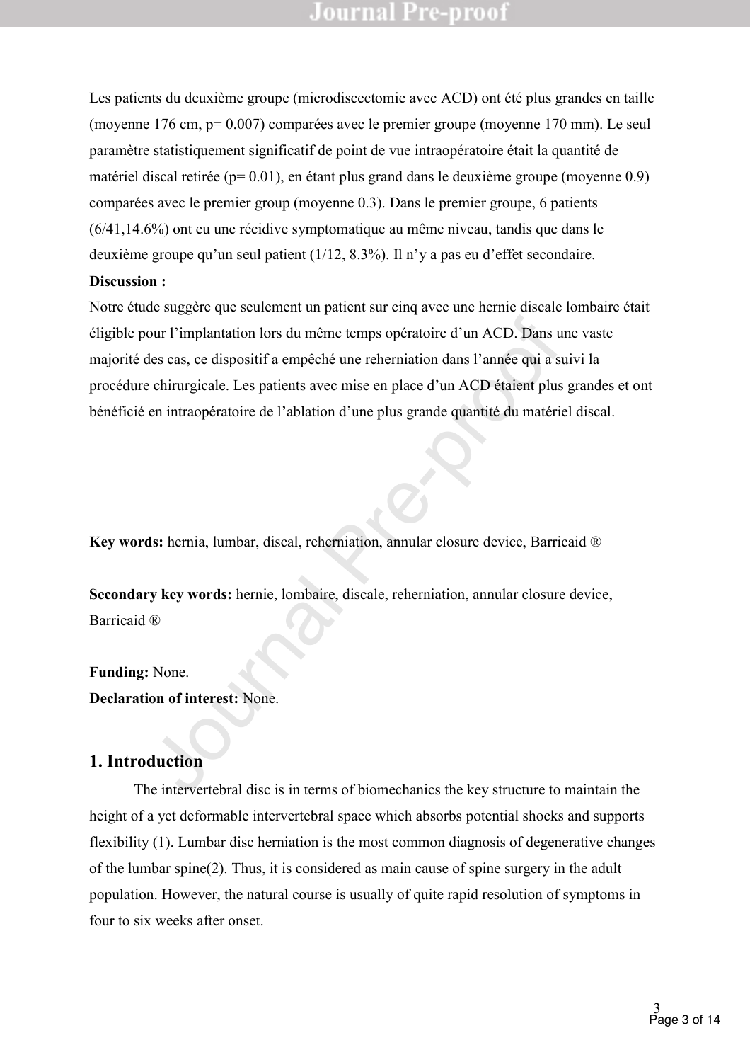Les patients du deuxième groupe (microdiscectomie avec ACD) ont été plus grandes en taille (moyenne 176 cm, p= 0.007) comparées avec le premier groupe (moyenne 170 mm). Le seul paramètre statistiquement significatif de point de vue intraopératoire était la quantité de matériel discal retirée (p= 0.01), en étant plus grand dans le deuxième groupe (moyenne 0.9) comparées avec le premier group (moyenne 0.3). Dans le premier groupe, 6 patients (6/41,14.6%) ont eu une récidive symptomatique au même niveau, tandis que dans le deuxième groupe qu'un seul patient (1/12, 8.3%). Il n'y a pas eu d'effet secondaire.

**Discussion :**

Notre étude suggère que seulement un patient sur cinq avec une hernie discale lombaire était éligible pour l'implantation lors du même temps opératoire d'un ACD. Dans une vaste majorité des cas, ce dispositif a empêché une reherniation dans l'année qui a suivi la procédure chirurgicale. Les patients avec mise en place d'un ACD étaient plus grandes et ont bénéficié en intraopératoire de l'ablation d'une plus grande quantité du matériel discal.

**Key words:** hernia, lumbar, discal, reherniation, annular closure device, Barricaid ®

**Secondary key words:** hernie, lombaire, discale, reherniation, annular closure device, Barricaid ®

**Funding:** None.

**Declaration of interest:** None.

## 1. Introduction

The intervertebral disc is in terms of biomechanics the key structure to maintain the height of a yet deformable intervertebral space which absorbs potential shocks and supports flexibility (1). Lumbar disc herniation is the most common diagnosis of degenerative changes of the lumbar spine(2). Thus, it is considered as main cause of spine surgery in the adult population. However, the natural course is usually of quite rapid resolution of symptoms in four to six weeks after onset.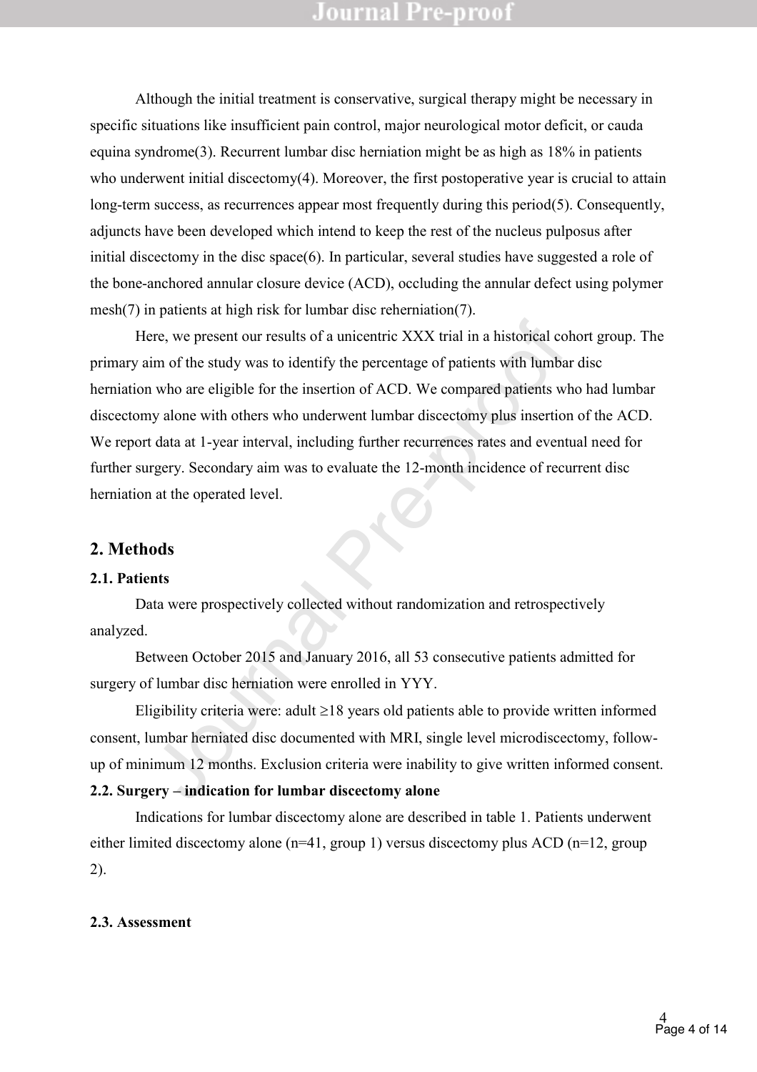Although the initial treatment is conservative, surgical therapy might be necessary in specific situations like insufficient pain control, major neurological motor deficit, or cauda equina syndrome(3). Recurrent lumbar disc herniation might be as high as 18% in patients who underwent initial discectomy(4). Moreover, the first postoperative year is crucial to attain long-term success, as recurrences appear most frequently during this period(5). Consequently, adjuncts have been developed which intend to keep the rest of the nucleus pulposus after initial discectomy in the disc space(6). In particular, several studies have suggested a role of the bone-anchored annular closure device (ACD), occluding the annular defect using polymer mesh(7) in patients at high risk for lumbar disc reherniation(7).

Here, we present our results of a unicentric XXX trial in a historical cohort group. The primary aim of the study was to identify the percentage of patients with lumbar disc herniation who are eligible for the insertion of ACD. We compared patients who had lumbar discectomy alone with others who underwent lumbar discectomy plus insertion of the ACD. We report data at 1-year interval, including further recurrences rates and eventual need for further surgery. Secondary aim was to evaluate the 12-month incidence of recurrent disc herniation at the operated level.

## 2. Methods

### 2.1. Patients

Data were prospectively collected without randomization and retrospectively analyzed.

Between October 2015 and January 2016, all 53 consecutive patients admitted for surgery of lumbar disc herniation were enrolled in YYY.

Eligibility criteria were: adult ≥18 years old patients able to provide written informed consent, lumbar herniated disc documented with MRI, single level microdiscectomy, follow-up of minimum 12 months. Exclusion criteria were inability to give written informed consent.

### 2.2. Surgery – indication for lumbar discectomy alone

Indications for lumbar discectomy alone are described in table 1. Patients underwent either limited discectomy alone (n=41, group 1) versus discectomy plus ACD (n=12, group 2).

### 2.3. Assessment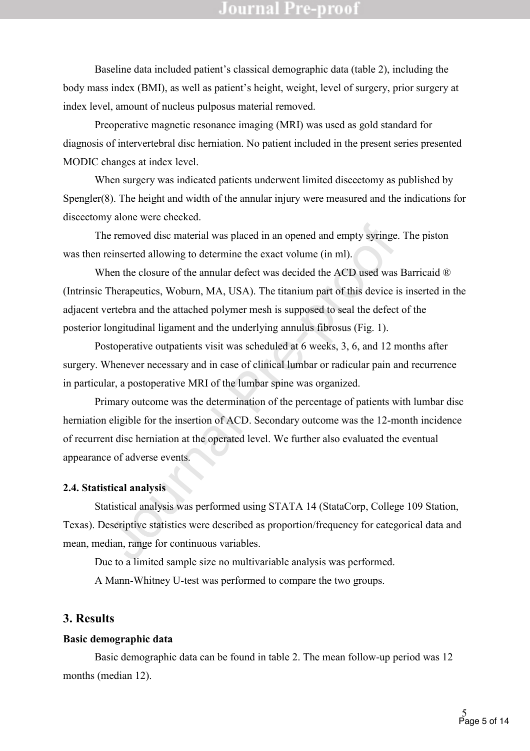Baseline data included patient's classical demographic data (table 2), including the body mass index (BMI), as well as patient's height, weight, level of surgery, prior surgery at index level, amount of nucleus pulposus material removed.

Preoperative magnetic resonance imaging (MRI) was used as gold standard for diagnosis of intervertebral disc herniation. No patient included in the present series presented MODIC changes at index level.

When surgery was indicated patients underwent limited discectomy as published by Spengler(8). The height and width of the annular injury were measured and the indications for discectomy alone were checked.

The removed disc material was placed in an opened and empty syringe. The piston was then reinserted allowing to determine the exact volume (in ml).

When the closure of the annular defect was decided the ACD used was Barricaid ® (Intrinsic Therapeutics, Woburn, MA, USA). The titanium part of this device is inserted in the adjacent vertebra and the attached polymer mesh is supposed to seal the defect of the posterior longitudinal ligament and the underlying annulus fibrosus (Fig. 1).

Postoperative outpatients visit was scheduled at 6 weeks, 3, 6, and 12 months after surgery. Whenever necessary and in case of clinical lumbar or radicular pain and recurrence in particular, a postoperative MRI of the lumbar spine was organized.

Primary outcome was the determination of the percentage of patients with lumbar disc herniation eligible for the insertion of ACD. Secondary outcome was the 12-month incidence of recurrent disc herniation at the operated level. We further also evaluated the eventual appearance of adverse events.

### 2.4. Statistical analysis

Statistical analysis was performed using STATA 14 (StataCorp, College 109 Station, Texas). Descriptive statistics were described as proportion/frequency for categorical data and mean, median, range for continuous variables.

Due to a limited sample size no multivariable analysis was performed.

A Mann-Whitney U-test was performed to compare the two groups.

## 3. Results

### Basic demographic data

Basic demographic data can be found in table 2. The mean follow-up period was 12 months (median 12).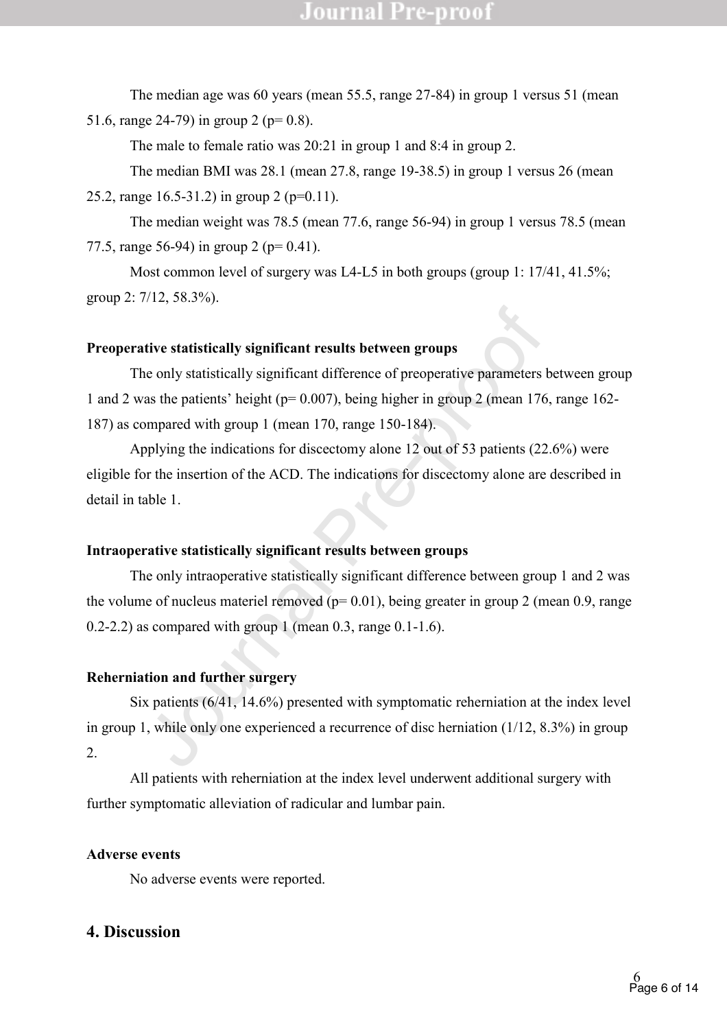The median age was 60 years (mean 55.5, range 27-84) in group 1 versus 51 (mean 51.6, range 24-79) in group 2 (p= 0.8).

The male to female ratio was 20:21 in group 1 and 8:4 in group 2.

The median BMI was 28.1 (mean 27.8, range 19-38.5) in group 1 versus 26 (mean 25.2, range 16.5-31.2) in group 2 (p=0.11).

The median weight was 78.5 (mean 77.6, range 56-94) in group 1 versus 78.5 (mean 77.5, range 56-94) in group 2 (p= 0.41).

Most common level of surgery was L4-L5 in both groups (group 1: 17/41, 41.5%; group 2: 7/12, 58.3%).

**Preoperative statistically significant results between groups**

The only statistically significant difference of preoperative parameters between group 1 and 2 was the patients' height (p= 0.007), being higher in group 2 (mean 176, range 162-187) as compared with group 1 (mean 170, range 150-184).

Applying the indications for discectomy alone 12 out of 53 patients (22.6%) were eligible for the insertion of the ACD. The indications for discectomy alone are described in detail in table 1.

**Intraoperative statistically significant results between groups**

The only intraoperative statistically significant difference between group 1 and 2 was the volume of nucleus materiel removed (p= 0.01), being greater in group 2 (mean 0.9, range 0.2-2.2) as compared with group 1 (mean 0.3, range 0.1-1.6).

**Reherniation and further surgery**

Six patients (6/41, 14.6%) presented with symptomatic reherniation at the index level in group 1, while only one experienced a recurrence of disc herniation (1/12, 8.3%) in group 2.

All patients with reherniation at the index level underwent additional surgery with further symptomatic alleviation of radicular and lumbar pain.

**Adverse events**

No adverse events were reported.

## 4. Discussion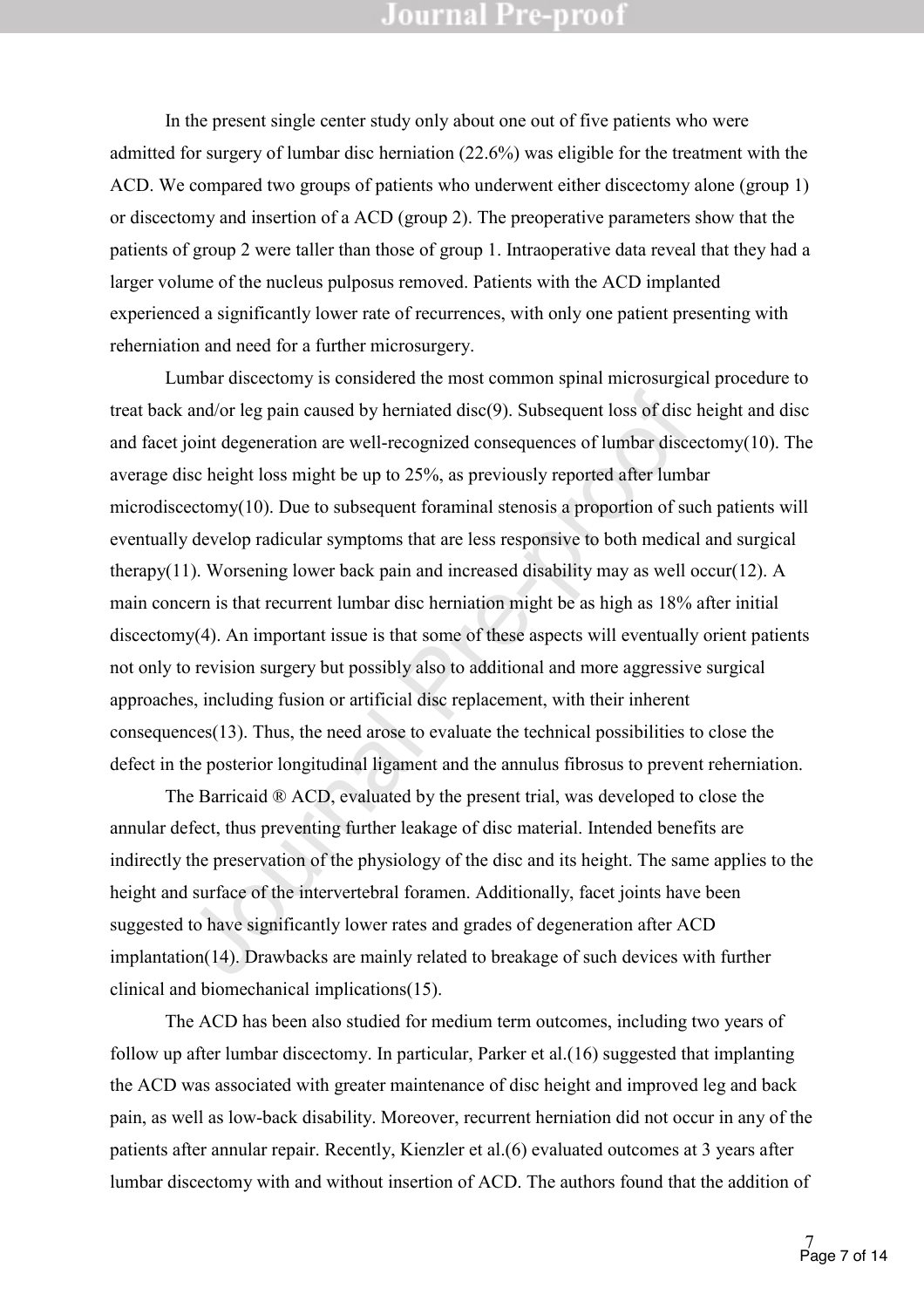In the present single center study only about one out of five patients who were admitted for surgery of lumbar disc herniation (22.6%) was eligible for the treatment with the ACD. We compared two groups of patients who underwent either discectomy alone (group 1) or discectomy and insertion of a ACD (group 2). The preoperative parameters show that the patients of group 2 were taller than those of group 1. Intraoperative data reveal that they had a larger volume of the nucleus pulposus removed. Patients with the ACD implanted experienced a significantly lower rate of recurrences, with only one patient presenting with reherniation and need for a further microsurgery.

Lumbar discectomy is considered the most common spinal microsurgical procedure to treat back and/or leg pain caused by herniated disc(9). Subsequent loss of disc height and disc and facet joint degeneration are well-recognized consequences of lumbar discectomy(10). The average disc height loss might be up to 25%, as previously reported after lumbar microdiscectomy(10). Due to subsequent foraminal stenosis a proportion of such patients will eventually develop radicular symptoms that are less responsive to both medical and surgical therapy(11). Worsening lower back pain and increased disability may as well occur(12). A main concern is that recurrent lumbar disc herniation might be as high as 18% after initial discectomy(4). An important issue is that some of these aspects will eventually orient patients not only to revision surgery but possibly also to additional and more aggressive surgical approaches, including fusion or artificial disc replacement, with their inherent consequences(13). Thus, the need arose to evaluate the technical possibilities to close the defect in the posterior longitudinal ligament and the annulus fibrosus to prevent reherniation.

The Barricaid ® ACD, evaluated by the present trial, was developed to close the annular defect, thus preventing further leakage of disc material. Intended benefits are indirectly the preservation of the physiology of the disc and its height. The same applies to the height and surface of the intervertebral foramen. Additionally, facet joints have been suggested to have significantly lower rates and grades of degeneration after ACD implantation(14). Drawbacks are mainly related to breakage of such devices with further clinical and biomechanical implications(15).

The ACD has been also studied for medium term outcomes, including two years of follow up after lumbar discectomy. In particular, Parker et al.(16) suggested that implanting the ACD was associated with greater maintenance of disc height and improved leg and back pain, as well as low-back disability. Moreover, recurrent herniation did not occur in any of the patients after annular repair. Recently, Kienzler et al.(6) evaluated outcomes at 3 years after lumbar discectomy with and without insertion of ACD. The authors found that the addition of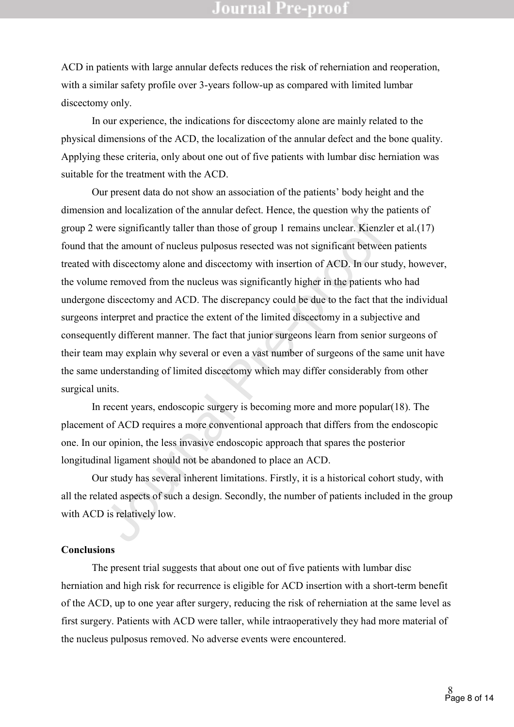ACD in patients with large annular defects reduces the risk of reherniation and reoperation, with a similar safety profile over 3-years follow-up as compared with limited lumbar discectomy only.

In our experience, the indications for discectomy alone are mainly related to the physical dimensions of the ACD, the localization of the annular defect and the bone quality. Applying these criteria, only about one out of five patients with lumbar disc herniation was suitable for the treatment with the ACD.

Our present data do not show an association of the patients' body height and the dimension and localization of the annular defect. Hence, the question why the patients of group 2 were significantly taller than those of group 1 remains unclear. Kienzler et al.(17) found that the amount of nucleus pulposus resected was not significant between patients treated with discectomy alone and discectomy with insertion of ACD. In our study, however, the volume removed from the nucleus was significantly higher in the patients who had undergone discectomy and ACD. The discrepancy could be due to the fact that the individual surgeons interpret and practice the extent of the limited discectomy in a subjective and consequently different manner. The fact that junior surgeons learn from senior surgeons of their team may explain why several or even a vast number of surgeons of the same unit have the same understanding of limited discectomy which may differ considerably from other surgical units.

In recent years, endoscopic surgery is becoming more and more popular(18). The placement of ACD requires a more conventional approach that differs from the endoscopic one. In our opinion, the less invasive endoscopic approach that spares the posterior longitudinal ligament should not be abandoned to place an ACD.

Our study has several inherent limitations. Firstly, it is a historical cohort study, with all the related aspects of such a design. Secondly, the number of patients included in the group with ACD is relatively low.

## Conclusions

The present trial suggests that about one out of five patients with lumbar disc herniation and high risk for recurrence is eligible for ACD insertion with a short-term benefit of the ACD, up to one year after surgery, reducing the risk of reherniation at the same level as first surgery. Patients with ACD were taller, while intraoperatively they had more material of the nucleus pulposus removed. No adverse events were encountered.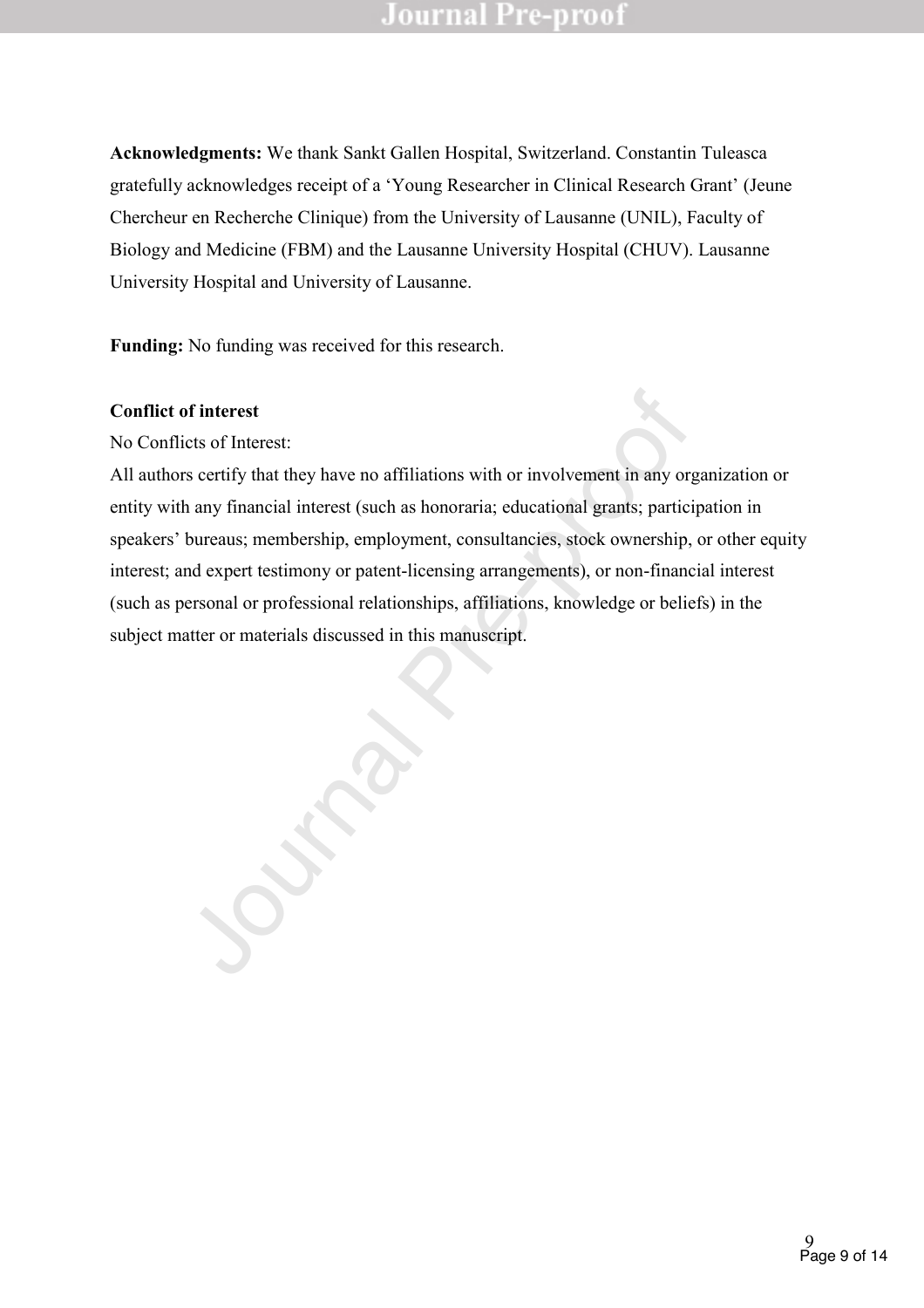**Acknowledgments:** We thank Sankt Gallen Hospital, Switzerland. Constantin Tuleasca gratefully acknowledges receipt of a 'Young Researcher in Clinical Research Grant' (Jeune Chercheur en Recherche Clinique) from the University of Lausanne (UNIL), Faculty of Biology and Medicine (FBM) and the Lausanne University Hospital (CHUV). Lausanne University Hospital and University of Lausanne.

**Funding:** No funding was received for this research.

**Conflict of interest**

No Conflicts of Interest:

All authors certify that they have no affiliations with or involvement in any organization or entity with any financial interest (such as honoraria; educational grants; participation in speakers' bureaus; membership, employment, consultancies, stock ownership, or other equity interest; and expert testimony or patent-licensing arrangements), or non-financial interest (such as personal or professional relationships, affiliations, knowledge or beliefs) in the subject matter or materials discussed in this manuscript.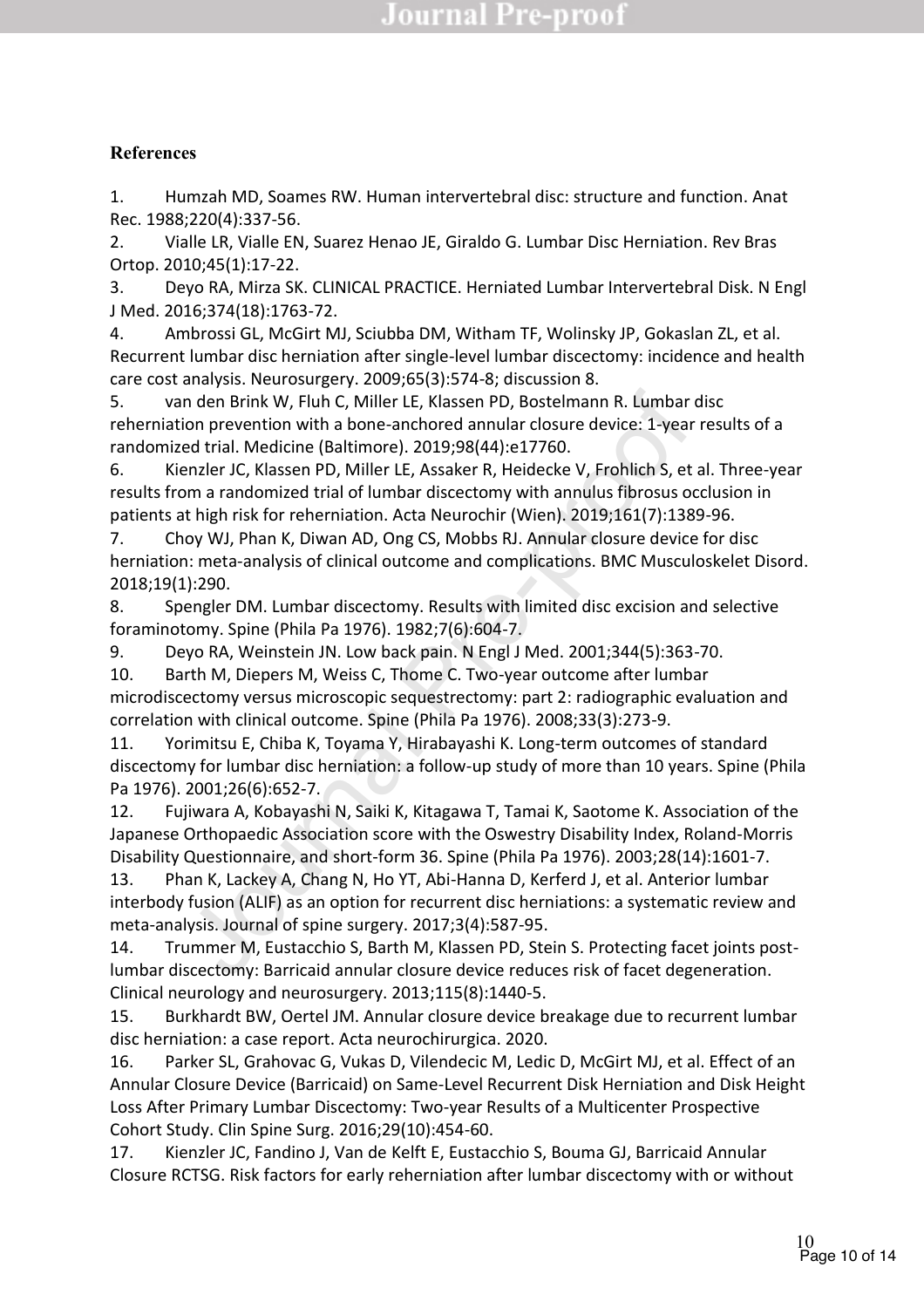## References

1. Humzah MD, Soames RW. Human intervertebral disc: structure and function. Anat Rec. 1988;220(4):337-56.
2. Vialle LR, Vialle EN, Suarez Henao JE, Giraldo G. Lumbar Disc Herniation. Rev Bras Ortop. 2010;45(1):17-22.
3. Deyo RA, Mirza SK. CLINICAL PRACTICE. Herniated Lumbar Intervertebral Disk. N Engl J Med. 2016;374(18):1763-72.
4. Ambrossi GL, McGirt MJ, Sciubba DM, Witham TF, Wolinsky JP, Gokaslan ZL, et al. Recurrent lumbar disc herniation after single-level lumbar discectomy: incidence and health care cost analysis. Neurosurgery. 2009;65(3):574-8; discussion 8.
5. van den Brink W, Fluh C, Miller LE, Klassen PD, Bostelmann R. Lumbar disc reherniation prevention with a bone-anchored annular closure device: 1-year results of a randomized trial. Medicine (Baltimore). 2019;98(44):e17760.
6. Kienzler JC, Klassen PD, Miller LE, Assaker R, Heidecke V, Frohlich S, et al. Three-year results from a randomized trial of lumbar discectomy with annulus fibrosus occlusion in patients at high risk for reherniation. Acta Neurochir (Wien). 2019;161(7):1389-96.
7. Choy WJ, Phan K, Diwan AD, Ong CS, Mobbs RJ. Annular closure device for disc herniation: meta-analysis of clinical outcome and complications. BMC Musculoskelet Disord. 2018;19(1):290.
8. Spengler DM. Lumbar discectomy. Results with limited disc excision and selective foraminotomy. Spine (Phila Pa 1976). 1982;7(6):604-7.
9. Deyo RA, Weinstein JN. Low back pain. N Engl J Med. 2001;344(5):363-70.
10. Barth M, Diepers M, Weiss C, Thome C. Two-year outcome after lumbar microdiscectomy versus microscopic sequestrectomy: part 2: radiographic evaluation and correlation with clinical outcome. Spine (Phila Pa 1976). 2008;33(3):273-9.
11. Yorimitsu E, Chiba K, Toyama Y, Hirabayashi K. Long-term outcomes of standard discectomy for lumbar disc herniation: a follow-up study of more than 10 years. Spine (Phila Pa 1976). 2001;26(6):652-7.
12. Fujiwara A, Kobayashi N, Saiki K, Kitagawa T, Tamai K, Saotome K. Association of the Japanese Orthopaedic Association score with the Oswestry Disability Index, Roland-Morris Disability Questionnaire, and short-form 36. Spine (Phila Pa 1976). 2003;28(14):1601-7.
13. Phan K, Lackey A, Chang N, Ho YT, Abi-Hanna D, Kerferd J, et al. Anterior lumbar interbody fusion (ALIF) as an option for recurrent disc herniations: a systematic review and meta-analysis. Journal of spine surgery. 2017;3(4):587-95.
14. Trummer M, Eustacchio S, Barth M, Klassen PD, Stein S. Protecting facet joints post-lumbar discectomy: Barricaid annular closure device reduces risk of facet degeneration. Clinical neurology and neurosurgery. 2013;115(8):1440-5.
15. Burkhardt BW, Oertel JM. Annular closure device breakage due to recurrent lumbar disc herniation: a case report. Acta neurochirurgica. 2020.
16. Parker SL, Grahovac G, Vukas D, Vilendecic M, Ledic D, McGirt MJ, et al. Effect of an Annular Closure Device (Barricaid) on Same-Level Recurrent Disk Herniation and Disk Height Loss After Primary Lumbar Discectomy: Two-year Results of a Multicenter Prospective Cohort Study. Clin Spine Surg. 2016;29(10):454-60.
17. Kienzler JC, Fandino J, Van de Kelft E, Eustacchio S, Bouma GJ, Barricaid Annular Closure RCTSG. Risk factors for early reherniation after lumbar discectomy with or without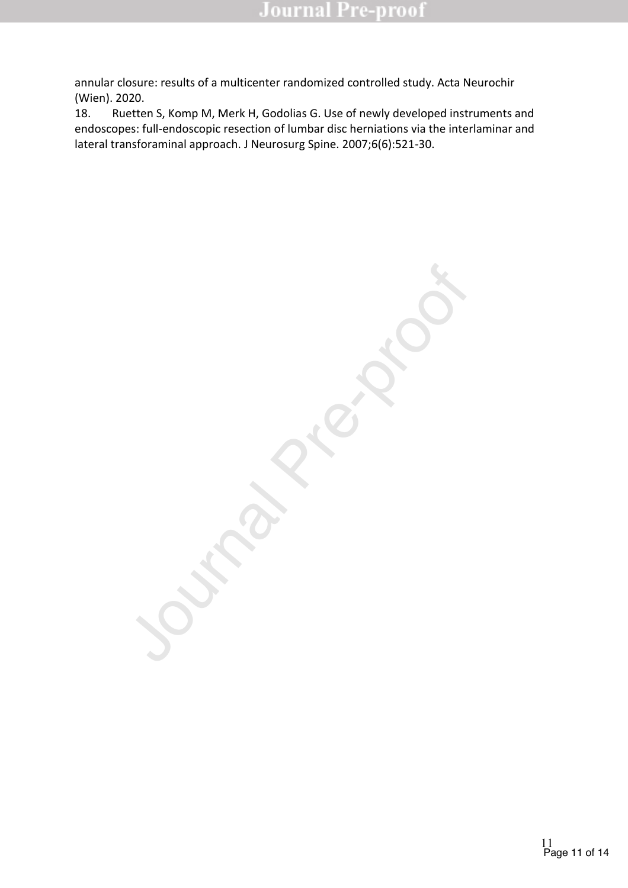annular closure: results of a multicenter randomized controlled study. Acta Neurochir (Wien). 2020.

18. Ruetten S, Komp M, Merk H, Godolias G. Use of newly developed instruments and endoscopes: full-endoscopic resection of lumbar disc herniations via the interlaminar and lateral transforaminal approach. J Neurosurg Spine. 2007;6(6):521-30.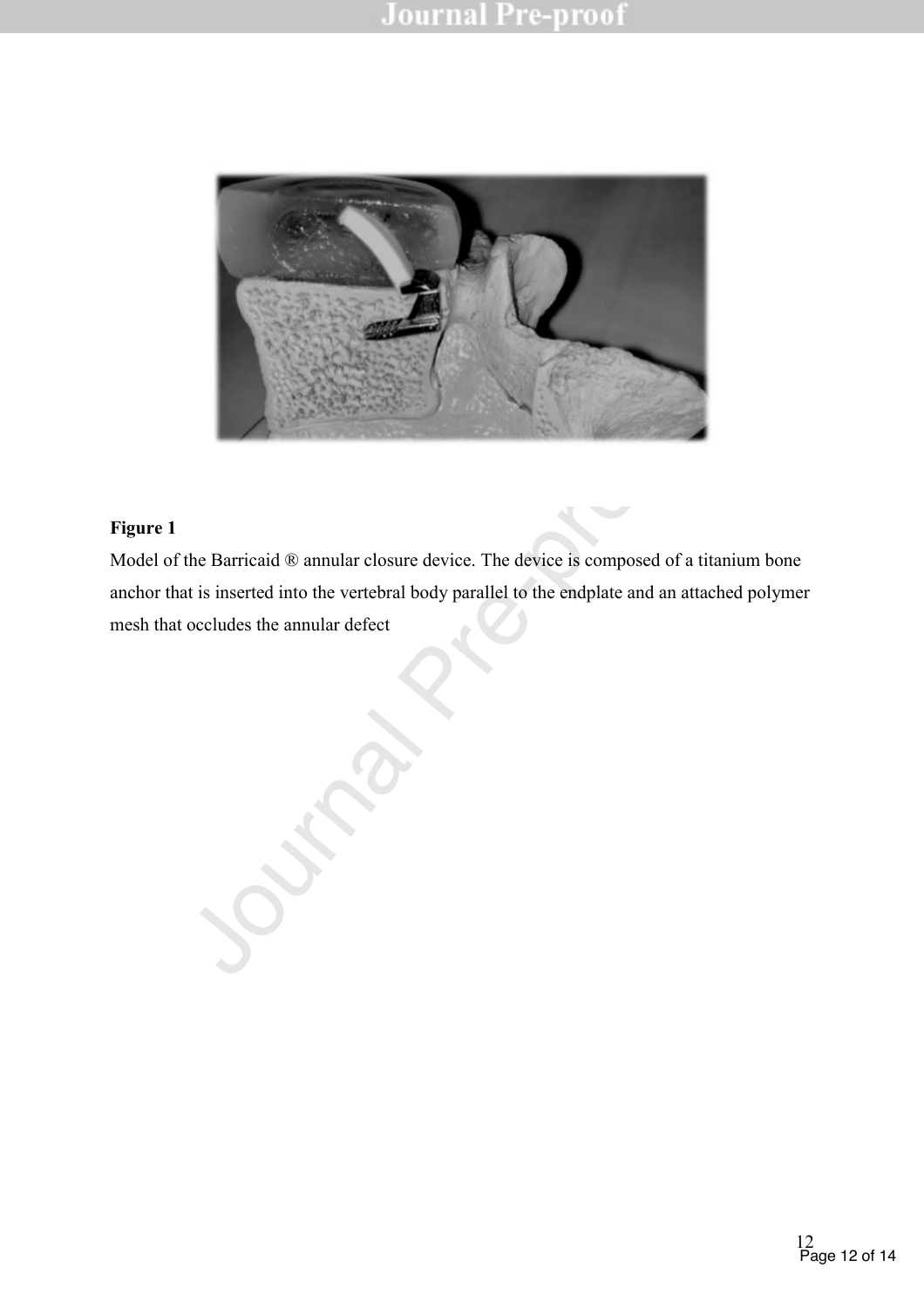**Figure 1**

Model of the Barricaid ® annular closure device. The device is composed of a titanium bone anchor that is inserted into the vertebral body parallel to the endplate and an attached polymer mesh that occludes the annular defect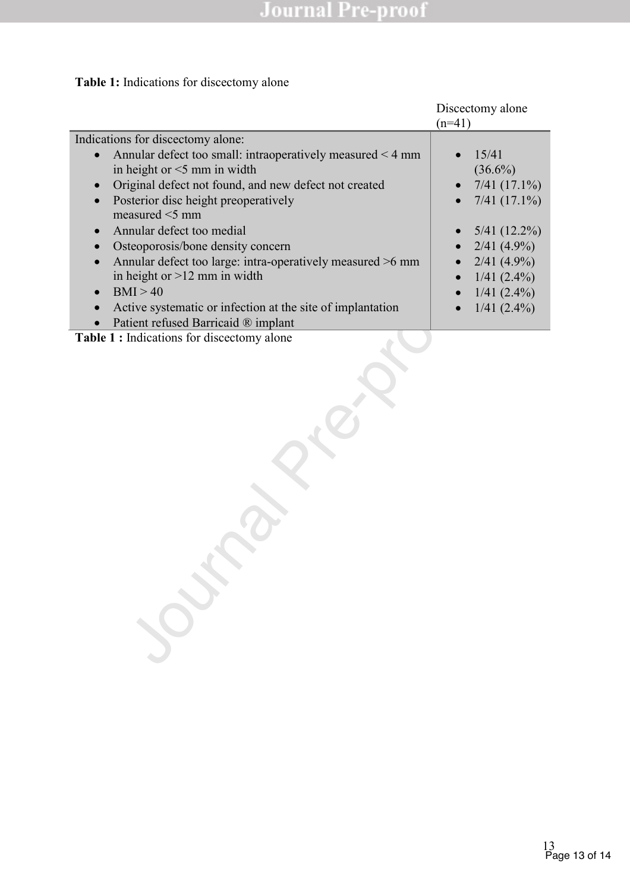**Table 1:** Indications for discectomy alone

| | Discectomy alone (n=41) |
|---|---|
| Indications for discectomy alone: | |
| • Annular defect too small: intraoperatively measured < 4 mm in height or <5 mm in width | • 15/41 (36.6%) |
| • Original defect not found, and new defect not created | • 7/41 (17.1%) |
| • Posterior disc height preoperatively measured <5 mm | • 7/41 (17.1%) |
| • Annular defect too medial | • 5/41 (12.2%) |
| • Osteoporosis/bone density concern | • 2/41 (4.9%) |
| • Annular defect too large: intra-operatively measured >6 mm in height or >12 mm in width | • 2/41 (4.9%) |
| • BMI > 40 | • 1/41 (2.4%) |
| • Active systematic or infection at the site of implantation | • 1/41 (2.4%) |
| • Patient refused Barricaid ® implant | • 1/41 (2.4%) |

**Table 1 :** Indications for discectomy alone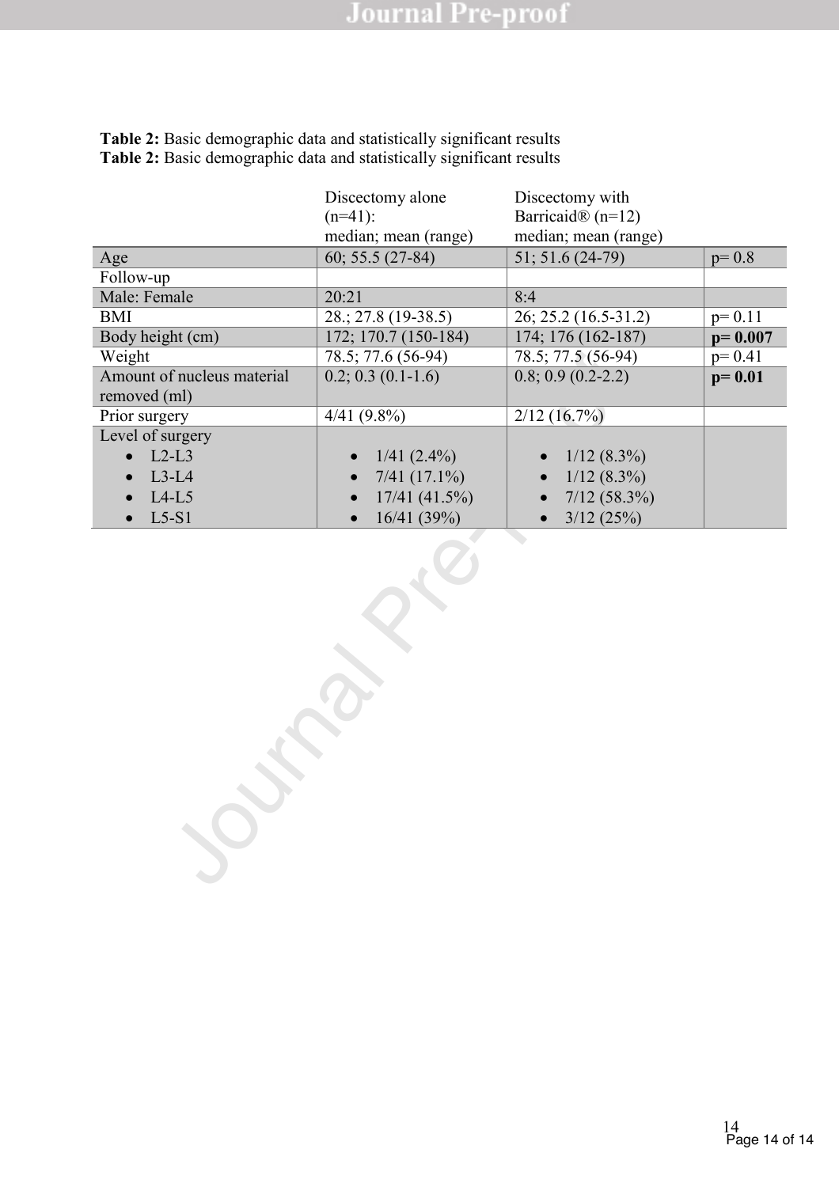**Table 2:** Basic demographic data and statistically significant results
**Table 2:** Basic demographic data and statistically significant results

| | Discectomy alone (n=41): median; mean (range) | Discectomy with Barricaid® (n=12) median; mean (range) | |
|---|---|---|---|
| Age | 60; 55.5 (27-84) | 51; 51.6 (24-79) | p= 0.8 |
| Follow-up | | | |
| Male: Female | 20:21 | 8:4 | |
| BMI | 28.; 27.8 (19-38.5) | 26; 25.2 (16.5-31.2) | p= 0.11 |
| Body height (cm) | 172; 170.7 (150-184) | 174; 176 (162-187) | **p= 0.007** |
| Weight | 78.5; 77.6 (56-94) | 78.5; 77.5 (56-94) | p= 0.41 |
| Amount of nucleus material removed (ml) | 0.2; 0.3 (0.1-1.6) | 0.8; 0.9 (0.2-2.2) | **p= 0.01** |
| Prior surgery | 4/41 (9.8%) | 2/12 (16.7%) | |
| Level of surgery<br>• L2-L3<br>• L3-L4<br>• L4-L5<br>• L5-S1 | <br>• 1/41 (2.4%)<br>• 7/41 (17.1%)<br>• 17/41 (41.5%)<br>• 16/41 (39%) | <br>• 1/12 (8.3%)<br>• 1/12 (8.3%)<br>• 7/12 (58.3%)<br>• 3/12 (25%) | |